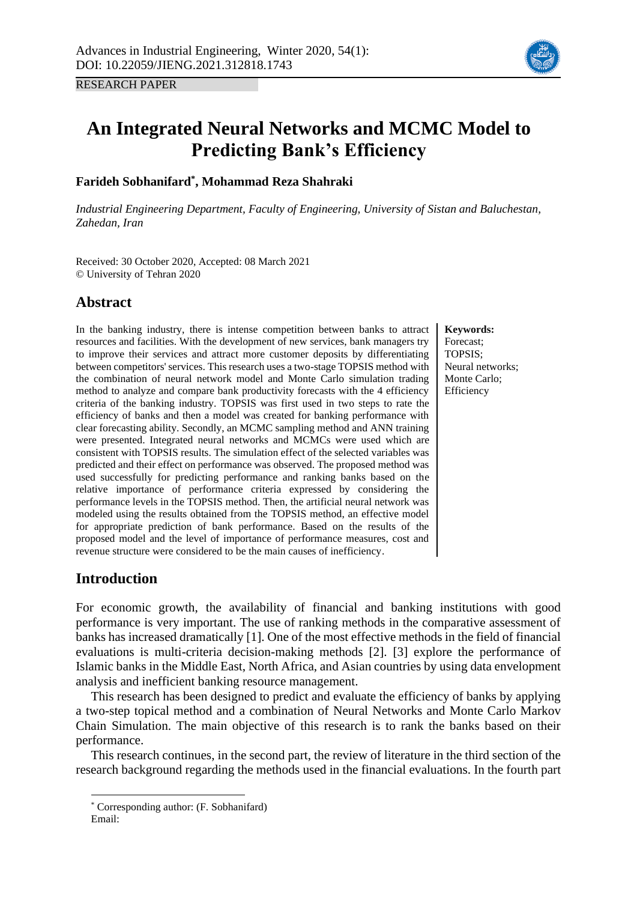RESEARCH PAPER

# An Integrated Neural Networks and MCMC Model to Predicting Bank's Efficiency

**Farideh Sobhanifard*, Mohammad Reza Shahraki**

*Industrial Engineering Department, Faculty of Engineering, University of Sistan and Baluchestan, Zahedan, Iran*

Received: 30 October 2020, Accepted: 08 March 2021
© University of Tehran 2020

## Abstract

In the banking industry, there is intense competition between banks to attract resources and facilities. With the development of new services, bank managers try to improve their services and attract more customer deposits by differentiating between competitors' services. This research uses a two-stage TOPSIS method with the combination of neural network model and Monte Carlo simulation trading method to analyze and compare bank productivity forecasts with the 4 efficiency criteria of the banking industry. TOPSIS was first used in two steps to rate the efficiency of banks and then a model was created for banking performance with clear forecasting ability. Secondly, an MCMC sampling method and ANN training were presented. Integrated neural networks and MCMCs were used which are consistent with TOPSIS results. The simulation effect of the selected variables was predicted and their effect on performance was observed. The proposed method was used successfully for predicting performance and ranking banks based on the relative importance of performance criteria expressed by considering the performance levels in the TOPSIS method. Then, the artificial neural network was modeled using the results obtained from the TOPSIS method, an effective model for appropriate prediction of bank performance. Based on the results of the proposed model and the level of importance of performance measures, cost and revenue structure were considered to be the main causes of inefficiency.

**Keywords:**
Forecast;
TOPSIS;
Neural networks;
Monte Carlo;
Efficiency

## Introduction

For economic growth, the availability of financial and banking institutions with good performance is very important. The use of ranking methods in the comparative assessment of banks has increased dramatically [1]. One of the most effective methods in the field of financial evaluations is multi-criteria decision-making methods [2]. [3] explore the performance of Islamic banks in the Middle East, North Africa, and Asian countries by using data envelopment analysis and inefficient banking resource management.

This research has been designed to predict and evaluate the efficiency of banks by applying a two-step topical method and a combination of Neural Networks and Monte Carlo Markov Chain Simulation. The main objective of this research is to rank the banks based on their performance.

This research continues, in the second part, the review of literature in the third section of the research background regarding the methods used in the financial evaluations. In the fourth part

---

* Corresponding author: (F. Sobhanifard)
Email: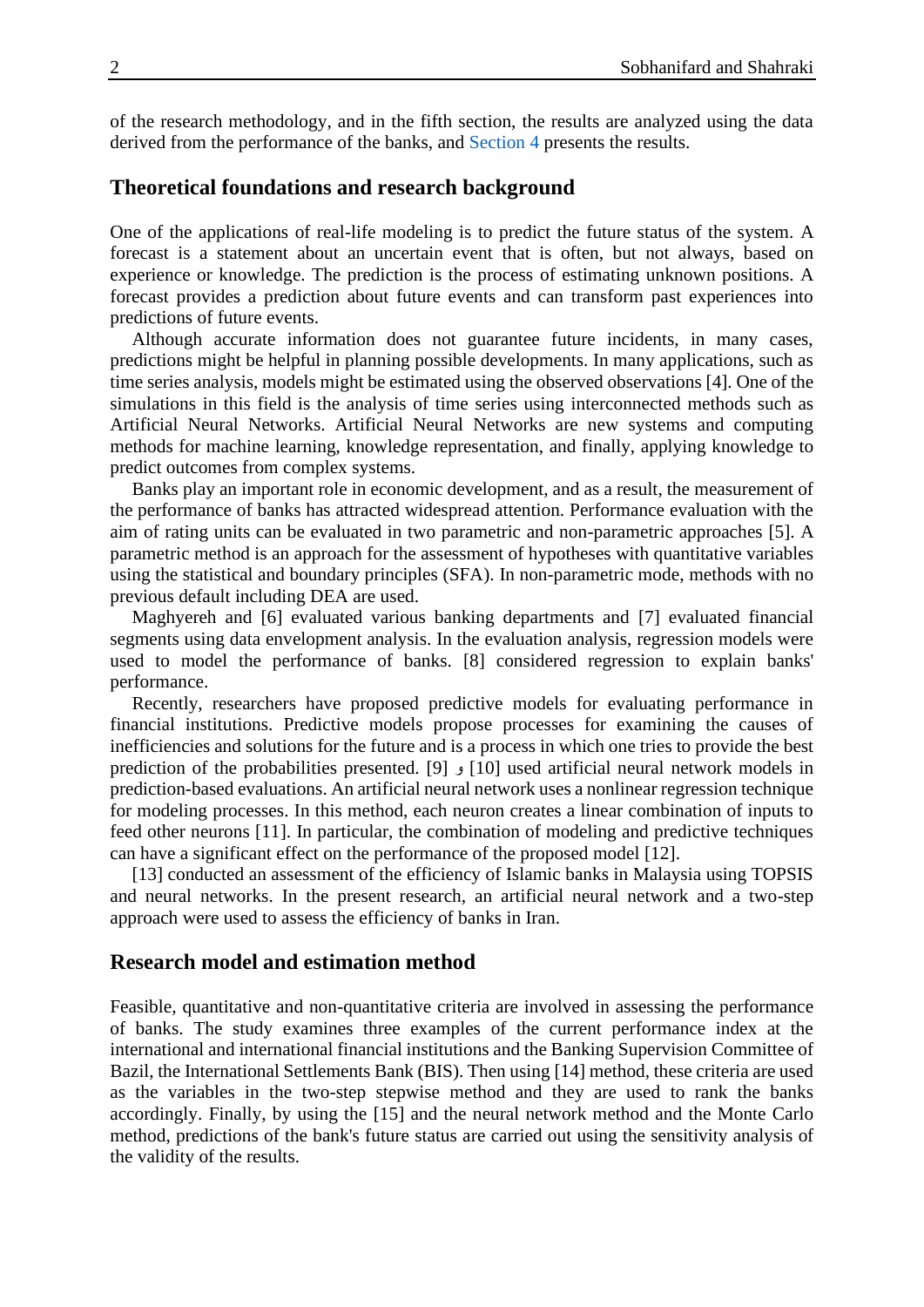of the research methodology, and in the fifth section, the results are analyzed using the data derived from the performance of the banks, and Section 4 presents the results.

## Theoretical foundations and research background

One of the applications of real-life modeling is to predict the future status of the system. A forecast is a statement about an uncertain event that is often, but not always, based on experience or knowledge. The prediction is the process of estimating unknown positions. A forecast provides a prediction about future events and can transform past experiences into predictions of future events.

Although accurate information does not guarantee future incidents, in many cases, predictions might be helpful in planning possible developments. In many applications, such as time series analysis, models might be estimated using the observed observations [4]. One of the simulations in this field is the analysis of time series using interconnected methods such as Artificial Neural Networks. Artificial Neural Networks are new systems and computing methods for machine learning, knowledge representation, and finally, applying knowledge to predict outcomes from complex systems.

Banks play an important role in economic development, and as a result, the measurement of the performance of banks has attracted widespread attention. Performance evaluation with the aim of rating units can be evaluated in two parametric and non-parametric approaches [5]. A parametric method is an approach for the assessment of hypotheses with quantitative variables using the statistical and boundary principles (SFA). In non-parametric mode, methods with no previous default including DEA are used.

Maghyereh and [6] evaluated various banking departments and [7] evaluated financial segments using data envelopment analysis. In the evaluation analysis, regression models were used to model the performance of banks. [8] considered regression to explain banks' performance.

Recently, researchers have proposed predictive models for evaluating performance in financial institutions. Predictive models propose processes for examining the causes of inefficiencies and solutions for the future and is a process in which one tries to provide the best prediction of the probabilities presented. [9] و [10] used artificial neural network models in prediction-based evaluations. An artificial neural network uses a nonlinear regression technique for modeling processes. In this method, each neuron creates a linear combination of inputs to feed other neurons [11]. In particular, the combination of modeling and predictive techniques can have a significant effect on the performance of the proposed model [12].

[13] conducted an assessment of the efficiency of Islamic banks in Malaysia using TOPSIS and neural networks. In the present research, an artificial neural network and a two-step approach were used to assess the efficiency of banks in Iran.

## Research model and estimation method

Feasible, quantitative and non-quantitative criteria are involved in assessing the performance of banks. The study examines three examples of the current performance index at the international and international financial institutions and the Banking Supervision Committee of Bazil, the International Settlements Bank (BIS). Then using [14] method, these criteria are used as the variables in the two-step stepwise method and they are used to rank the banks accordingly. Finally, by using the [15] and the neural network method and the Monte Carlo method, predictions of the bank's future status are carried out using the sensitivity analysis of the validity of the results.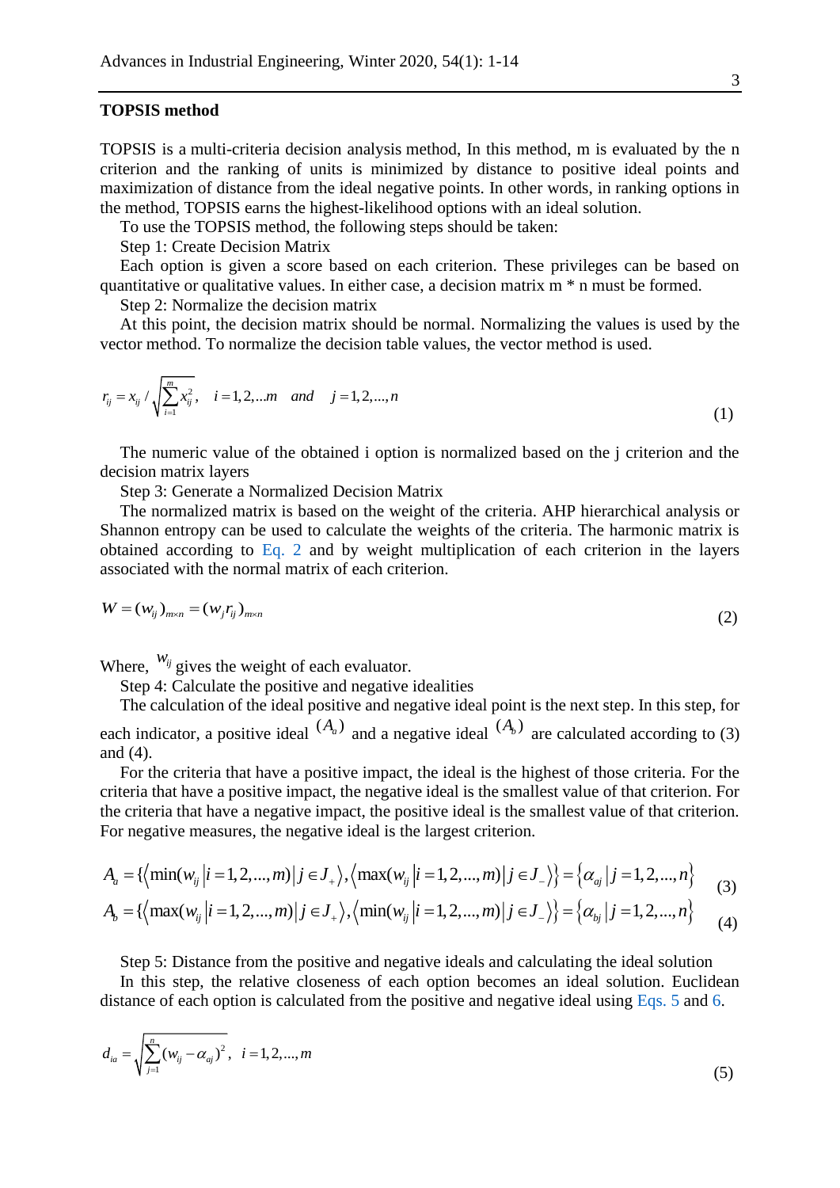### TOPSIS method

TOPSIS is a multi-criteria decision analysis method, In this method, m is evaluated by the n criterion and the ranking of units is minimized by distance to positive ideal points and maximization of distance from the ideal negative points. In other words, in ranking options in the method, TOPSIS earns the highest-likelihood options with an ideal solution.

To use the TOPSIS method, the following steps should be taken:

Step 1: Create Decision Matrix

Each option is given a score based on each criterion. These privileges can be based on quantitative or qualitative values. In either case, a decision matrix m * n must be formed.

Step 2: Normalize the decision matrix

At this point, the decision matrix should be normal. Normalizing the values is used by the vector method. To normalize the decision table values, the vector method is used.

$$r_{ij} = x_{ij} / \sqrt{\sum_{i=1}^{m} x_{ij}^2}, \quad i = 1, 2, \ldots m \quad and \quad j = 1, 2, \ldots, n \tag{1}$$

The numeric value of the obtained i option is normalized based on the j criterion and the decision matrix layers

Step 3: Generate a Normalized Decision Matrix

The normalized matrix is based on the weight of the criteria. AHP hierarchical analysis or Shannon entropy can be used to calculate the weights of the criteria. The harmonic matrix is obtained according to Eq. 2 and by weight multiplication of each criterion in the layers associated with the normal matrix of each criterion.

$$W = (w_{ij})_{m \times n} = (w_j r_{ij})_{m \times n} \tag{2}$$

Where, $w_{ij}$ gives the weight of each evaluator.

Step 4: Calculate the positive and negative idealities

The calculation of the ideal positive and negative ideal point is the next step. In this step, for each indicator, a positive ideal $(A_a)$ and a negative ideal $(A_b)$ are calculated according to (3) and (4).

For the criteria that have a positive impact, the ideal is the highest of those criteria. For the criteria that have a positive impact, the negative ideal is the smallest value of that criterion. For the criteria that have a negative impact, the positive ideal is the smallest value of that criterion. For negative measures, the negative ideal is the largest criterion.

$$A_a = \{\langle \min(w_{ij} \,|\, i = 1, 2, \ldots, m) \,|\, j \in J_+ \rangle, \langle \max(w_{ij} \,|\, i = 1, 2, \ldots, m) \,|\, j \in J_- \rangle\} = \{\alpha_{aj} \,|\, j = 1, 2, \ldots, n\} \tag{3}$$

$$A_b = \{\langle \max(w_{ij} \,|\, i = 1, 2, \ldots, m) \,|\, j \in J_+ \rangle, \langle \min(w_{ij} \,|\, i = 1, 2, \ldots, m) \,|\, j \in J_- \rangle\} = \{\alpha_{bj} \,|\, j = 1, 2, \ldots, n\} \tag{4}$$

Step 5: Distance from the positive and negative ideals and calculating the ideal solution

In this step, the relative closeness of each option becomes an ideal solution. Euclidean distance of each option is calculated from the positive and negative ideal using Eqs. 5 and 6.

$$d_{ia} = \sqrt{\sum_{j=1}^{n} (w_{ij} - \alpha_{aj})^2}, \quad i = 1, 2, \ldots, m \tag{5}$$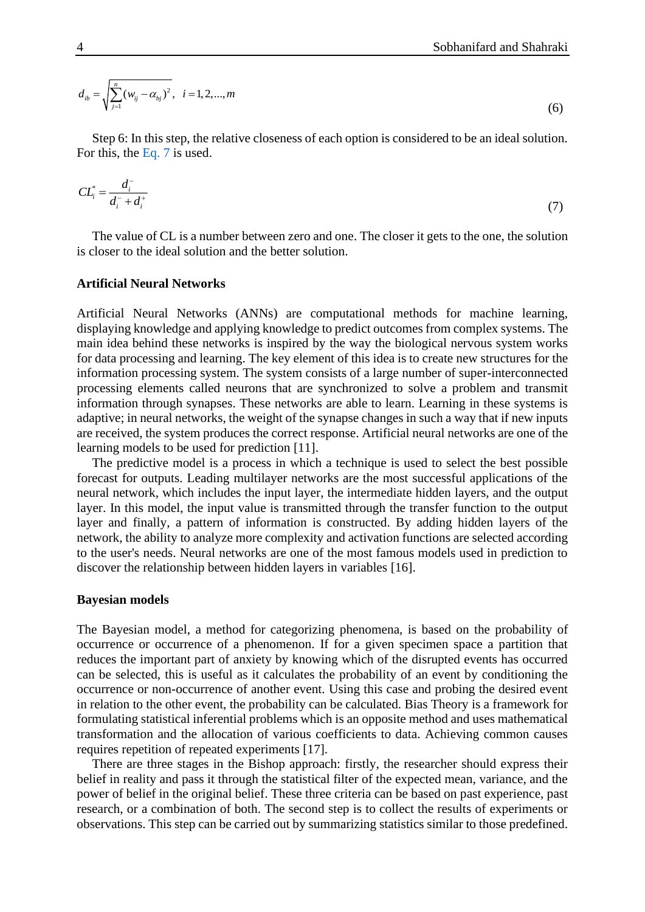$$d_{ib} = \sqrt{\sum_{j=1}^{n}(w_{ij} - \alpha_{bj})^2}, \quad i = 1,2,...,m \tag{6}$$

Step 6: In this step, the relative closeness of each option is considered to be an ideal solution. For this, the Eq. 7 is used.

$$CL_i^* = \frac{d_i^-}{d_i^- + d_i^+} \tag{7}$$

The value of CL is a number between zero and one. The closer it gets to the one, the solution is closer to the ideal solution and the better solution.

**Artificial Neural Networks**

Artificial Neural Networks (ANNs) are computational methods for machine learning, displaying knowledge and applying knowledge to predict outcomes from complex systems. The main idea behind these networks is inspired by the way the biological nervous system works for data processing and learning. The key element of this idea is to create new structures for the information processing system. The system consists of a large number of super-interconnected processing elements called neurons that are synchronized to solve a problem and transmit information through synapses. These networks are able to learn. Learning in these systems is adaptive; in neural networks, the weight of the synapse changes in such a way that if new inputs are received, the system produces the correct response. Artificial neural networks are one of the learning models to be used for prediction [11].

The predictive model is a process in which a technique is used to select the best possible forecast for outputs. Leading multilayer networks are the most successful applications of the neural network, which includes the input layer, the intermediate hidden layers, and the output layer. In this model, the input value is transmitted through the transfer function to the output layer and finally, a pattern of information is constructed. By adding hidden layers of the network, the ability to analyze more complexity and activation functions are selected according to the user's needs. Neural networks are one of the most famous models used in prediction to discover the relationship between hidden layers in variables [16].

**Bayesian models**

The Bayesian model, a method for categorizing phenomena, is based on the probability of occurrence or occurrence of a phenomenon. If for a given specimen space a partition that reduces the important part of anxiety by knowing which of the disrupted events has occurred can be selected, this is useful as it calculates the probability of an event by conditioning the occurrence or non-occurrence of another event. Using this case and probing the desired event in relation to the other event, the probability can be calculated. Bias Theory is a framework for formulating statistical inferential problems which is an opposite method and uses mathematical transformation and the allocation of various coefficients to data. Achieving common causes requires repetition of repeated experiments [17].

There are three stages in the Bishop approach: firstly, the researcher should express their belief in reality and pass it through the statistical filter of the expected mean, variance, and the power of belief in the original belief. These three criteria can be based on past experience, past research, or a combination of both. The second step is to collect the results of experiments or observations. This step can be carried out by summarizing statistics similar to those predefined.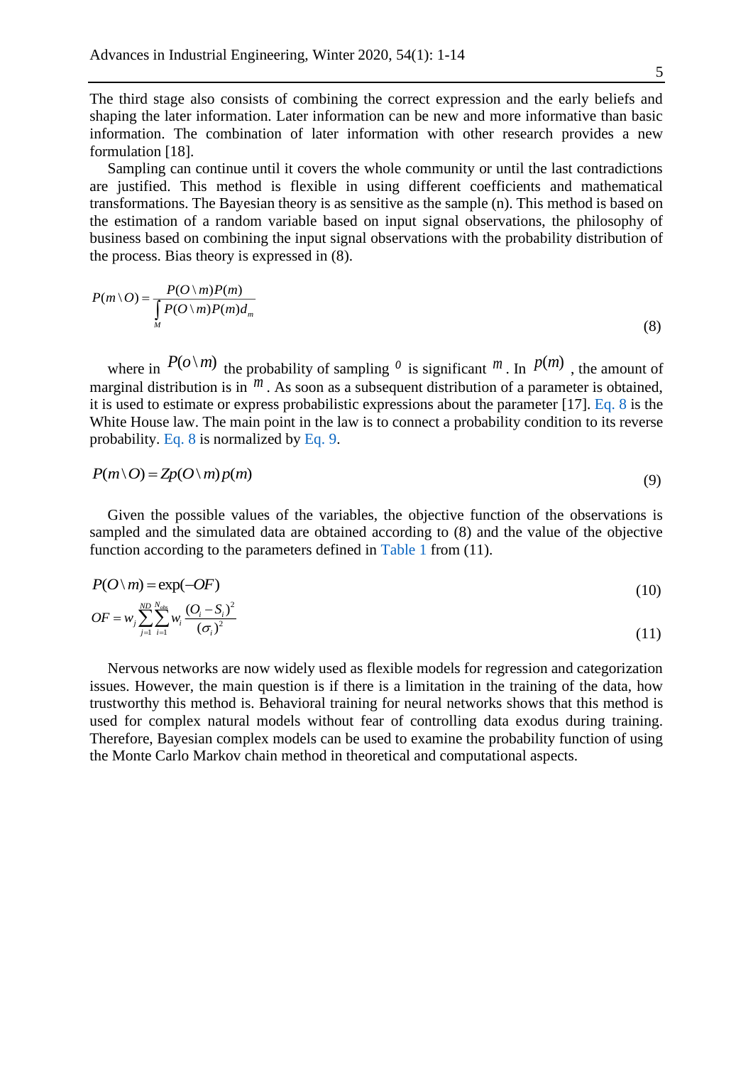The third stage also consists of combining the correct expression and the early beliefs and shaping the later information. Later information can be new and more informative than basic information. The combination of later information with other research provides a new formulation [18].

Sampling can continue until it covers the whole community or until the last contradictions are justified. This method is flexible in using different coefficients and mathematical transformations. The Bayesian theory is as sensitive as the sample (n). This method is based on the estimation of a random variable based on input signal observations, the philosophy of business based on combining the input signal observations with the probability distribution of the process. Bias theory is expressed in (8).

$$P(m \setminus O) = \frac{P(O \setminus m)P(m)}{\int_M P(O \setminus m)P(m)d_m} \tag{8}$$

where in $P(o \setminus m)$ the probability of sampling $o$ is significant $m$. In $p(m)$, the amount of marginal distribution is in $m$. As soon as a subsequent distribution of a parameter is obtained, it is used to estimate or express probabilistic expressions about the parameter [17]. Eq. 8 is the White House law. The main point in the law is to connect a probability condition to its reverse probability. Eq. 8 is normalized by Eq. 9.

$$P(m \setminus O) = Zp(O \setminus m)\,p(m) \tag{9}$$

Given the possible values of the variables, the objective function of the observations is sampled and the simulated data are obtained according to (8) and the value of the objective function according to the parameters defined in Table 1 from (11).

$$P(O \setminus m) = \exp(-OF) \tag{10}$$

$$OF = w_j \sum_{j=1}^{ND} \sum_{i=1}^{N_{obs}} w_i \frac{(O_i - S_i)^2}{(\sigma_i)^2} \tag{11}$$

Nervous networks are now widely used as flexible models for regression and categorization issues. However, the main question is if there is a limitation in the training of the data, how trustworthy this method is. Behavioral training for neural networks shows that this method is used for complex natural models without fear of controlling data exodus during training. Therefore, Bayesian complex models can be used to examine the probability function of using the Monte Carlo Markov chain method in theoretical and computational aspects.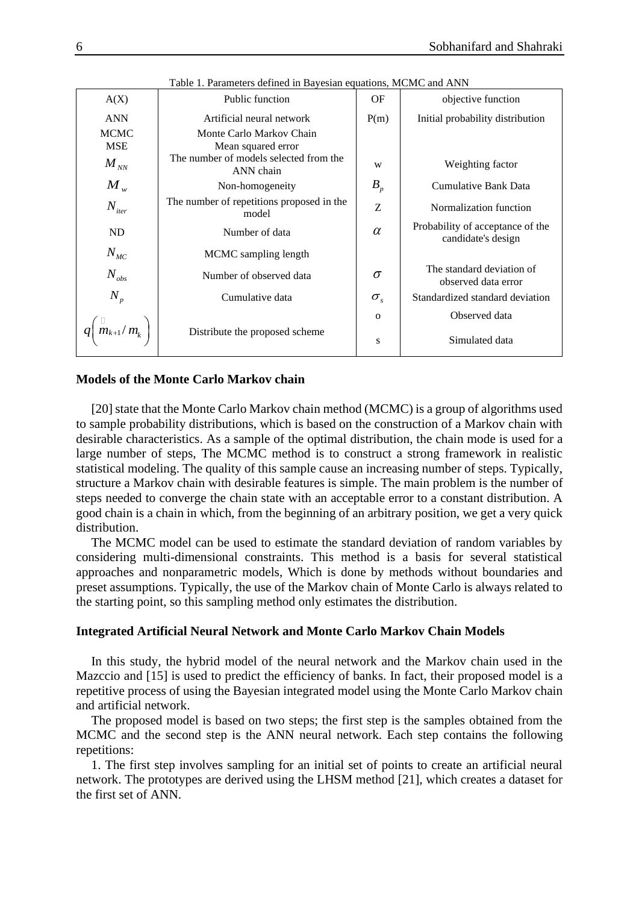Table 1. Parameters defined in Bayesian equations, MCMC and ANN

| | | | |
|---|---|---|---|
| A(X) | Public function | OF | objective function |
| ANN | Artificial neural network | P(m) | Initial probability distribution |
| MCMC | Monte Carlo Markov Chain | | |
| MSE | Mean squared error | | |
| $M_{NN}$ | The number of models selected from the ANN chain | w | Weighting factor |
| $M_{w}$ | Non-homogeneity | $B_{p}$ | Cumulative Bank Data |
| $N_{iter}$ | The number of repetitions proposed in the model | Z | Normalization function |
| ND | Number of data | $\alpha$ | Probability of acceptance of the candidate's design |
| $N_{MC}$ | MCMC sampling length | | |
| $N_{obs}$ | Number of observed data | $\sigma$ | The standard deviation of observed data error |
| $N_{p}$ | Cumulative data | $\sigma_{s}$ | Standardized standard deviation |
| $q\left(m_{k+1}/m_{k}\right)$ | Distribute the proposed scheme | o | Observed data |
| | | s | Simulated data |

**Models of the Monte Carlo Markov chain**

[20] state that the Monte Carlo Markov chain method (MCMC) is a group of algorithms used to sample probability distributions, which is based on the construction of a Markov chain with desirable characteristics. As a sample of the optimal distribution, the chain mode is used for a large number of steps, The MCMC method is to construct a strong framework in realistic statistical modeling. The quality of this sample cause an increasing number of steps. Typically, structure a Markov chain with desirable features is simple. The main problem is the number of steps needed to converge the chain state with an acceptable error to a constant distribution. A good chain is a chain in which, from the beginning of an arbitrary position, we get a very quick distribution.

The MCMC model can be used to estimate the standard deviation of random variables by considering multi-dimensional constraints. This method is a basis for several statistical approaches and nonparametric models, Which is done by methods without boundaries and preset assumptions. Typically, the use of the Markov chain of Monte Carlo is always related to the starting point, so this sampling method only estimates the distribution.

**Integrated Artificial Neural Network and Monte Carlo Markov Chain Models**

In this study, the hybrid model of the neural network and the Markov chain used in the Mazccio and [15] is used to predict the efficiency of banks. In fact, their proposed model is a repetitive process of using the Bayesian integrated model using the Monte Carlo Markov chain and artificial network.

The proposed model is based on two steps; the first step is the samples obtained from the MCMC and the second step is the ANN neural network. Each step contains the following repetitions:

1. The first step involves sampling for an initial set of points to create an artificial neural network. The prototypes are derived using the LHSM method [21], which creates a dataset for the first set of ANN.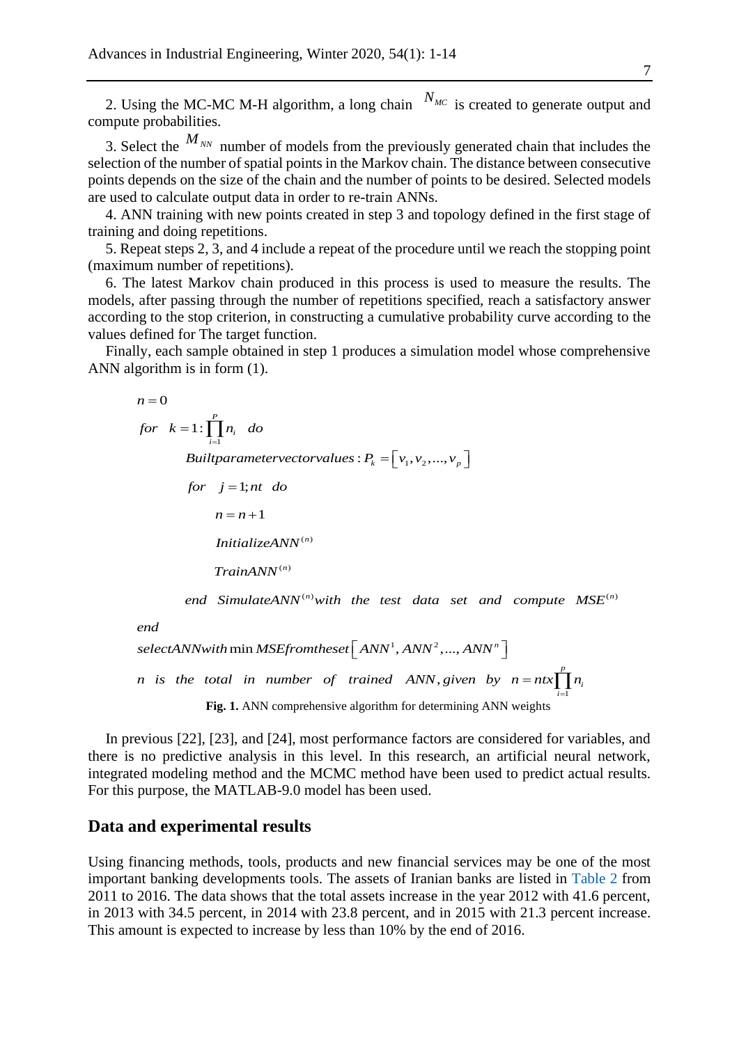2. Using the MC-MC M-H algorithm, a long chain $N_{MC}$ is created to generate output and compute probabilities.

3. Select the $M_{NN}$ number of models from the previously generated chain that includes the selection of the number of spatial points in the Markov chain. The distance between consecutive points depends on the size of the chain and the number of points to be desired. Selected models are used to calculate output data in order to re-train ANNs.

4. ANN training with new points created in step 3 and topology defined in the first stage of training and doing repetitions.

5. Repeat steps 2, 3, and 4 include a repeat of the procedure until we reach the stopping point (maximum number of repetitions).

6. The latest Markov chain produced in this process is used to measure the results. The models, after passing through the number of repetitions specified, reach a satisfactory answer according to the stop criterion, in constructing a cumulative probability curve according to the values defined for The target function.

Finally, each sample obtained in step 1 produces a simulation model whose comprehensive ANN algorithm is in form (1).

$$n = 0$$

$$for \quad k = 1 : \prod_{i=1}^{P} n_i \quad do$$

$$Builtparametervectorvalues : P_k = \left[ v_1, v_2, ..., v_p \right]$$

$$for \quad j = 1; nt \quad do$$

$$n = n + 1$$

$$InitializeANN^{(n)}$$

$$TrainANN^{(n)}$$

$$end \quad SimulateANN^{(n)} with \; the \; test \; data \; set \; and \; compute \; MSE^{(n)}$$

$$end$$

$$selectANNwith \min MSEfromtheset \left[ ANN^1, ANN^2, ..., ANN^n \right]$$

$$n \; is \; the \; total \; in \; number \; of \; trained \; ANN, given \; by \; n = ntx \prod_{i=1}^{p} n_i$$

**Fig. 1.** ANN comprehensive algorithm for determining ANN weights

In previous [22], [23], and [24], most performance factors are considered for variables, and there is no predictive analysis in this level. In this research, an artificial neural network, integrated modeling method and the MCMC method have been used to predict actual results. For this purpose, the MATLAB-9.0 model has been used.

## Data and experimental results

Using financing methods, tools, products and new financial services may be one of the most important banking developments tools. The assets of Iranian banks are listed in Table 2 from 2011 to 2016. The data shows that the total assets increase in the year 2012 with 41.6 percent, in 2013 with 34.5 percent, in 2014 with 23.8 percent, and in 2015 with 21.3 percent increase. This amount is expected to increase by less than 10% by the end of 2016.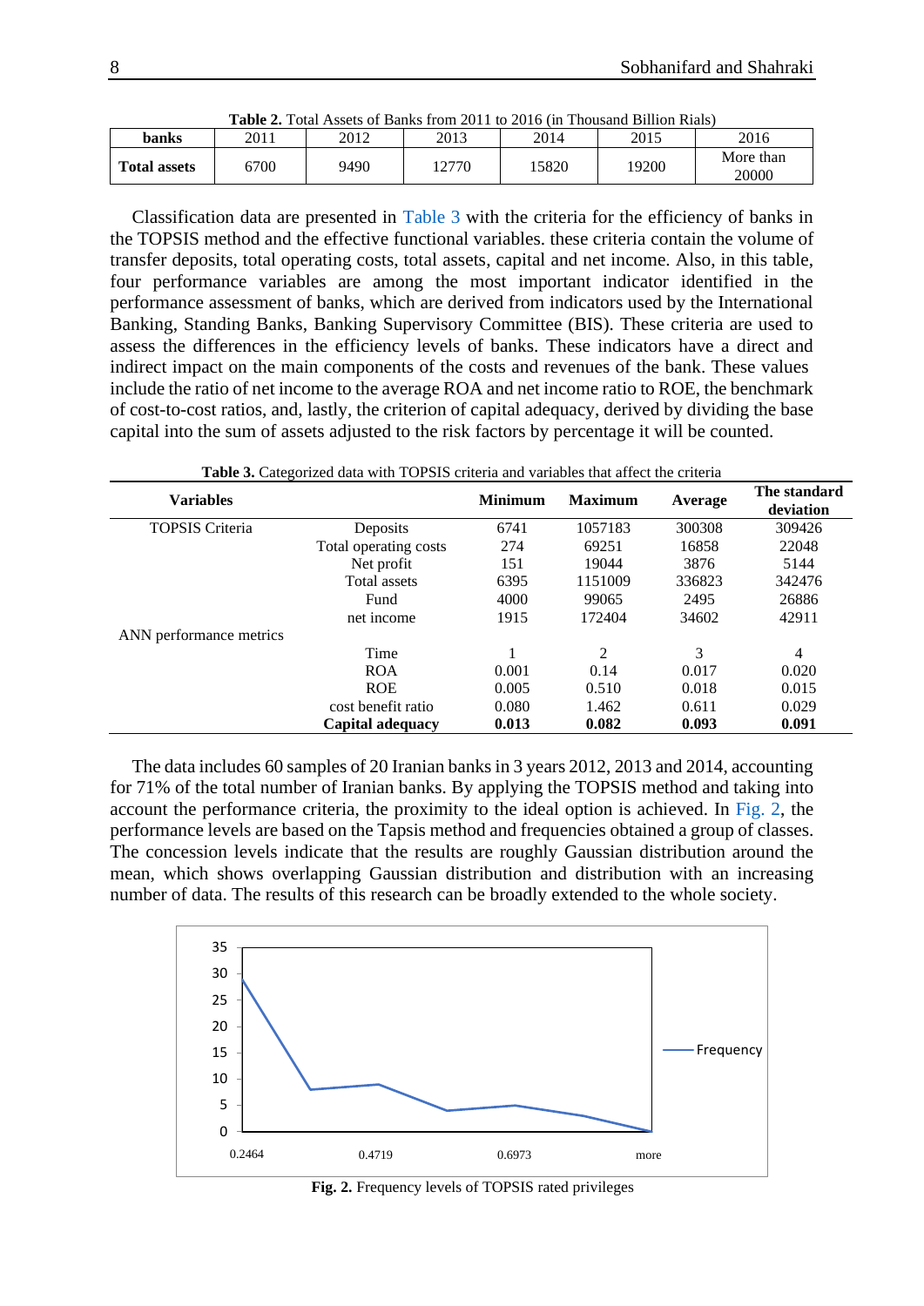**Table 2.** Total Assets of Banks from 2011 to 2016 (in Thousand Billion Rials)

| banks | 2011 | 2012 | 2013 | 2014 | 2015 | 2016 |
|---|---|---|---|---|---|---|
| **Total assets** | 6700 | 9490 | 12770 | 15820 | 19200 | More than 20000 |

Classification data are presented in Table 3 with the criteria for the efficiency of banks in the TOPSIS method and the effective functional variables. these criteria contain the volume of transfer deposits, total operating costs, total assets, capital and net income. Also, in this table, four performance variables are among the most important indicator identified in the performance assessment of banks, which are derived from indicators used by the International Banking, Standing Banks, Banking Supervisory Committee (BIS). These criteria are used to assess the differences in the efficiency levels of banks. These indicators have a direct and indirect impact on the main components of the costs and revenues of the bank. These values include the ratio of net income to the average ROA and net income ratio to ROE, the benchmark of cost-to-cost ratios, and, lastly, the criterion of capital adequacy, derived by dividing the base capital into the sum of assets adjusted to the risk factors by percentage it will be counted.

**Table 3.** Categorized data with TOPSIS criteria and variables that affect the criteria

| **Variables** | | **Minimum** | **Maximum** | **Average** | **The standard deviation** |
|---|---|---|---|---|---|
| TOPSIS Criteria | Deposits | 6741 | 1057183 | 300308 | 309426 |
| | Total operating costs | 274 | 69251 | 16858 | 22048 |
| | Net profit | 151 | 19044 | 3876 | 5144 |
| | Total assets | 6395 | 1151009 | 336823 | 342476 |
| | Fund | 4000 | 99065 | 2495 | 26886 |
| | net income | 1915 | 172404 | 34602 | 42911 |
| ANN performance metrics | | | | | |
| | Time | 1 | 2 | 3 | 4 |
| | ROA | 0.001 | 0.14 | 0.017 | 0.020 |
| | ROE | 0.005 | 0.510 | 0.018 | 0.015 |
| | cost benefit ratio | 0.080 | 1.462 | 0.611 | 0.029 |
| | **Capital adequacy** | **0.013** | **0.082** | **0.093** | **0.091** |

The data includes 60 samples of 20 Iranian banks in 3 years 2012, 2013 and 2014, accounting for 71% of the total number of Iranian banks. By applying the TOPSIS method and taking into account the performance criteria, the proximity to the ideal option is achieved. In Fig. 2, the performance levels are based on the Tapsis method and frequencies obtained a group of classes. The concession levels indicate that the results are roughly Gaussian distribution around the mean, which shows overlapping Gaussian distribution and distribution with an increasing number of data. The results of this research can be broadly extended to the whole society.

**Fig. 2.** Frequency levels of TOPSIS rated privileges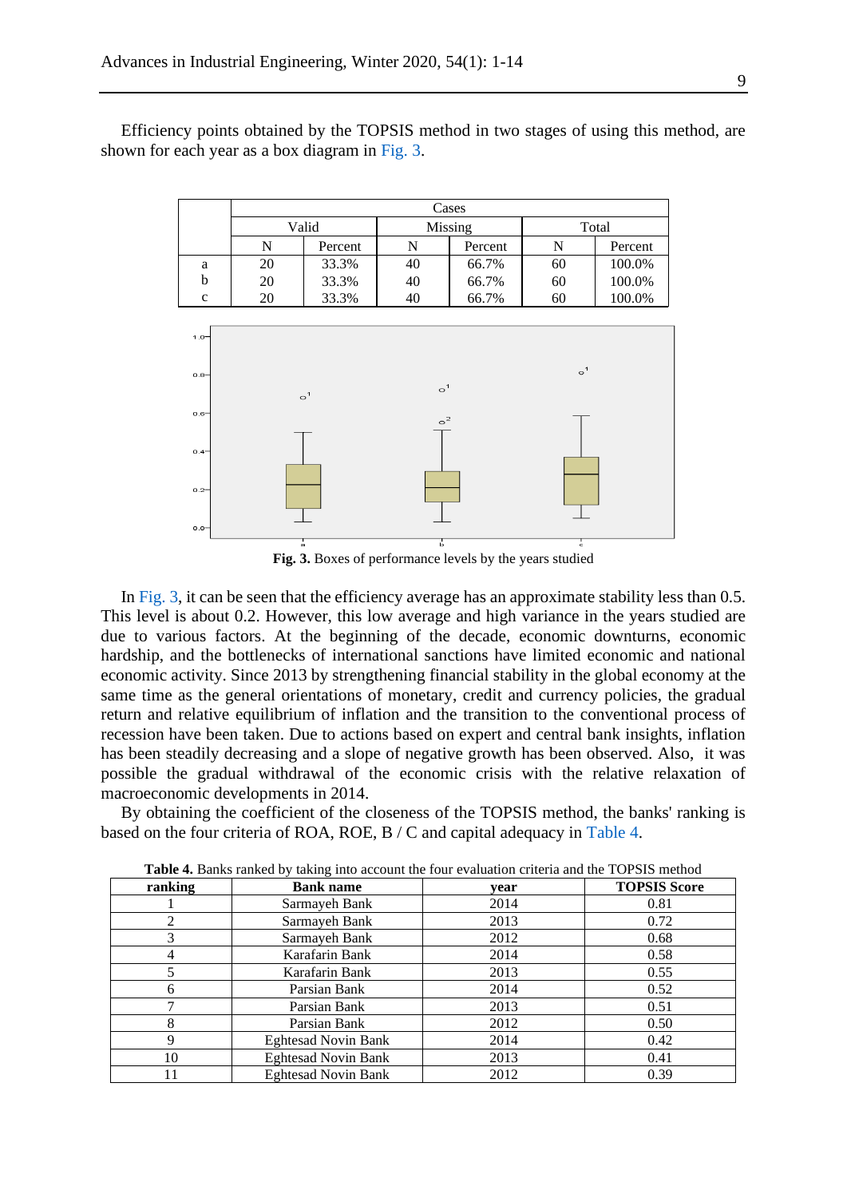Efficiency points obtained by the TOPSIS method in two stages of using this method, are shown for each year as a box diagram in Fig. 3.

| | Cases | | | | | |
|---|---|---|---|---|---|---|
| | Valid | | Missing | | Total | |
| | N | Percent | N | Percent | N | Percent |
| a | 20 | 33.3% | 40 | 66.7% | 60 | 100.0% |
| b | 20 | 33.3% | 40 | 66.7% | 60 | 100.0% |
| c | 20 | 33.3% | 40 | 66.7% | 60 | 100.0% |

**Fig. 3.** Boxes of performance levels by the years studied

In Fig. 3, it can be seen that the efficiency average has an approximate stability less than 0.5. This level is about 0.2. However, this low average and high variance in the years studied are due to various factors. At the beginning of the decade, economic downturns, economic hardship, and the bottlenecks of international sanctions have limited economic and national economic activity. Since 2013 by strengthening financial stability in the global economy at the same time as the general orientations of monetary, credit and currency policies, the gradual return and relative equilibrium of inflation and the transition to the conventional process of recession have been taken. Due to actions based on expert and central bank insights, inflation has been steadily decreasing and a slope of negative growth has been observed. Also, it was possible the gradual withdrawal of the economic crisis with the relative relaxation of macroeconomic developments in 2014.

By obtaining the coefficient of the closeness of the TOPSIS method, the banks' ranking is based on the four criteria of ROA, ROE, B / C and capital adequacy in Table 4.

**Table 4.** Banks ranked by taking into account the four evaluation criteria and the TOPSIS method

| ranking | Bank name | year | TOPSIS Score |
|---|---|---|---|
| 1 | Sarmayeh Bank | 2014 | 0.81 |
| 2 | Sarmayeh Bank | 2013 | 0.72 |
| 3 | Sarmayeh Bank | 2012 | 0.68 |
| 4 | Karafarin Bank | 2014 | 0.58 |
| 5 | Karafarin Bank | 2013 | 0.55 |
| 6 | Parsian Bank | 2014 | 0.52 |
| 7 | Parsian Bank | 2013 | 0.51 |
| 8 | Parsian Bank | 2012 | 0.50 |
| 9 | Eghtesad Novin Bank | 2014 | 0.42 |
| 10 | Eghtesad Novin Bank | 2013 | 0.41 |
| 11 | Eghtesad Novin Bank | 2012 | 0.39 |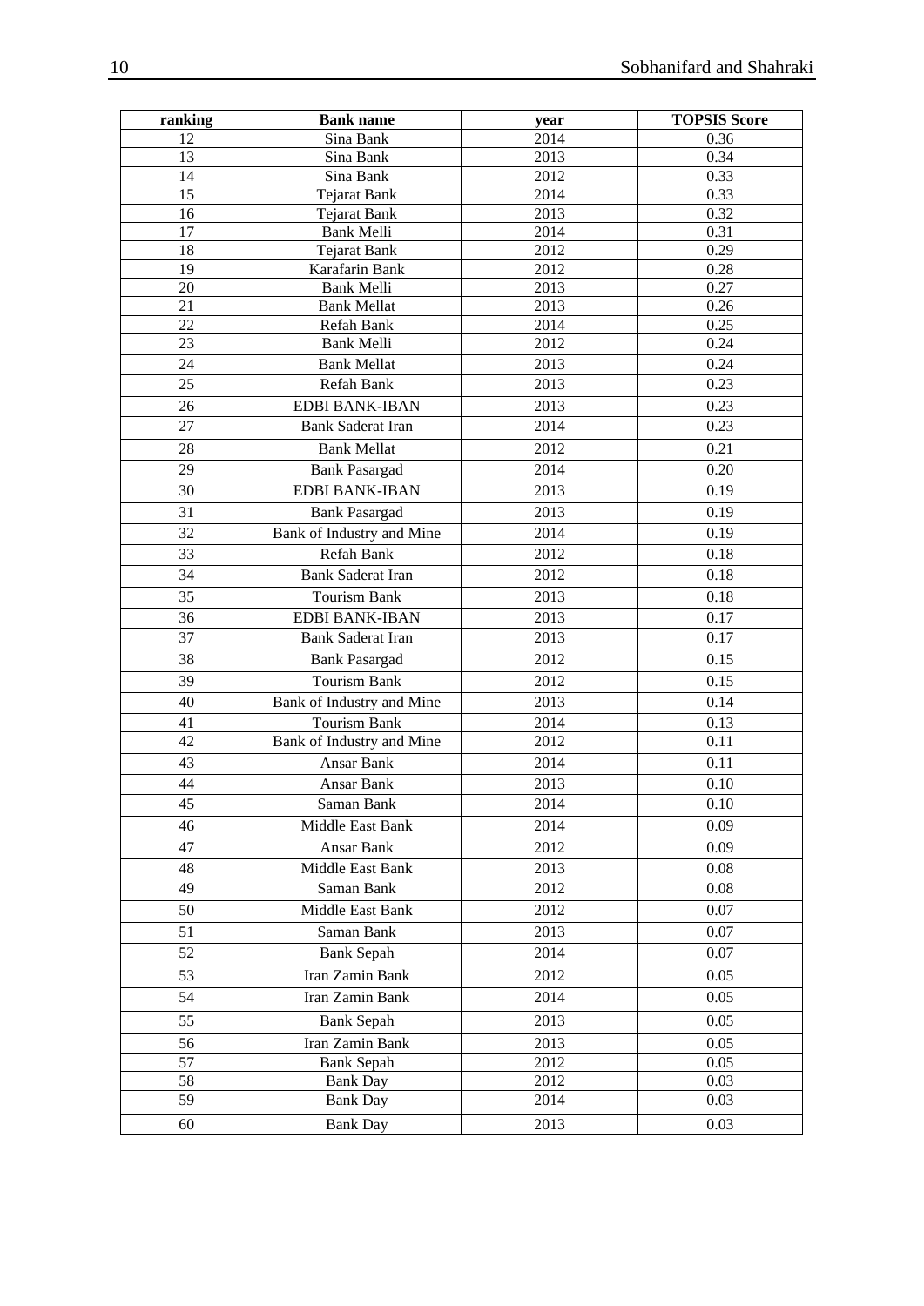| ranking | Bank name | year | TOPSIS Score |
|---|---|---|---|
| 12 | Sina Bank | 2014 | 0.36 |
| 13 | Sina Bank | 2013 | 0.34 |
| 14 | Sina Bank | 2012 | 0.33 |
| 15 | Tejarat Bank | 2014 | 0.33 |
| 16 | Tejarat Bank | 2013 | 0.32 |
| 17 | Bank Melli | 2014 | 0.31 |
| 18 | Tejarat Bank | 2012 | 0.29 |
| 19 | Karafarin Bank | 2012 | 0.28 |
| 20 | Bank Melli | 2013 | 0.27 |
| 21 | Bank Mellat | 2013 | 0.26 |
| 22 | Refah Bank | 2014 | 0.25 |
| 23 | Bank Melli | 2012 | 0.24 |
| 24 | Bank Mellat | 2013 | 0.24 |
| 25 | Refah Bank | 2013 | 0.23 |
| 26 | EDBI BANK-IBAN | 2013 | 0.23 |
| 27 | Bank Saderat Iran | 2014 | 0.23 |
| 28 | Bank Mellat | 2012 | 0.21 |
| 29 | Bank Pasargad | 2014 | 0.20 |
| 30 | EDBI BANK-IBAN | 2013 | 0.19 |
| 31 | Bank Pasargad | 2013 | 0.19 |
| 32 | Bank of Industry and Mine | 2014 | 0.19 |
| 33 | Refah Bank | 2012 | 0.18 |
| 34 | Bank Saderat Iran | 2012 | 0.18 |
| 35 | Tourism Bank | 2013 | 0.18 |
| 36 | EDBI BANK-IBAN | 2013 | 0.17 |
| 37 | Bank Saderat Iran | 2013 | 0.17 |
| 38 | Bank Pasargad | 2012 | 0.15 |
| 39 | Tourism Bank | 2012 | 0.15 |
| 40 | Bank of Industry and Mine | 2013 | 0.14 |
| 41 | Tourism Bank | 2014 | 0.13 |
| 42 | Bank of Industry and Mine | 2012 | 0.11 |
| 43 | Ansar Bank | 2014 | 0.11 |
| 44 | Ansar Bank | 2013 | 0.10 |
| 45 | Saman Bank | 2014 | 0.10 |
| 46 | Middle East Bank | 2014 | 0.09 |
| 47 | Ansar Bank | 2012 | 0.09 |
| 48 | Middle East Bank | 2013 | 0.08 |
| 49 | Saman Bank | 2012 | 0.08 |
| 50 | Middle East Bank | 2012 | 0.07 |
| 51 | Saman Bank | 2013 | 0.07 |
| 52 | Bank Sepah | 2014 | 0.07 |
| 53 | Iran Zamin Bank | 2012 | 0.05 |
| 54 | Iran Zamin Bank | 2014 | 0.05 |
| 55 | Bank Sepah | 2013 | 0.05 |
| 56 | Iran Zamin Bank | 2013 | 0.05 |
| 57 | Bank Sepah | 2012 | 0.05 |
| 58 | Bank Day | 2012 | 0.03 |
| 59 | Bank Day | 2014 | 0.03 |
| 60 | Bank Day | 2013 | 0.03 |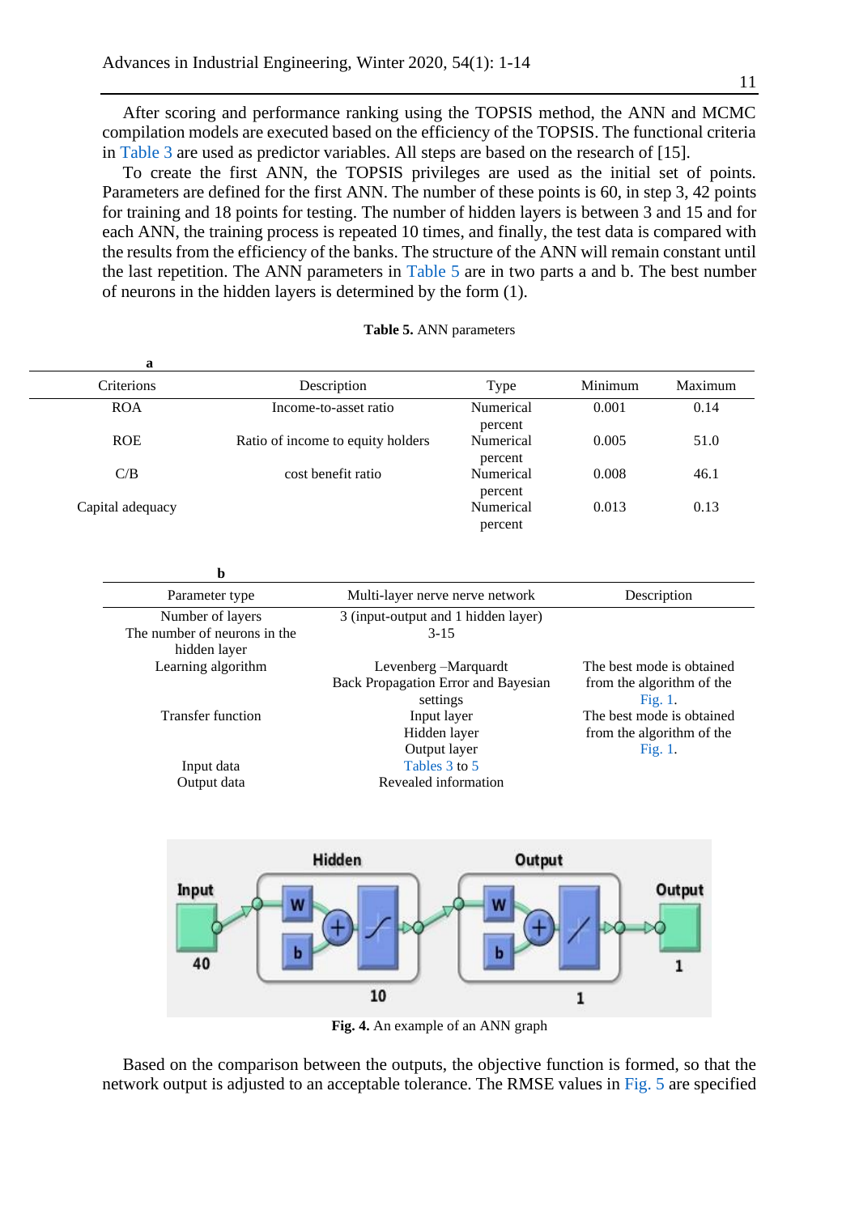After scoring and performance ranking using the TOPSIS method, the ANN and MCMC compilation models are executed based on the efficiency of the TOPSIS. The functional criteria in Table 3 are used as predictor variables. All steps are based on the research of [15].

To create the first ANN, the TOPSIS privileges are used as the initial set of points. Parameters are defined for the first ANN. The number of these points is 60, in step 3, 42 points for training and 18 points for testing. The number of hidden layers is between 3 and 15 and for each ANN, the training process is repeated 10 times, and finally, the test data is compared with the results from the efficiency of the banks. The structure of the ANN will remain constant until the last repetition. The ANN parameters in Table 5 are in two parts a and b. The best number of neurons in the hidden layers is determined by the form (1).

**Table 5.** ANN parameters

**a**

| Criterions | Description | Type | Minimum | Maximum |
|---|---|---|---|---|
| ROA | Income-to-asset ratio | Numerical percent | 0.001 | 0.14 |
| ROE | Ratio of income to equity holders | Numerical percent | 0.005 | 51.0 |
| C/B | cost benefit ratio | Numerical percent | 0.008 | 46.1 |
| Capital adequacy | | Numerical percent | 0.013 | 0.13 |

**b**

| Parameter type | Multi-layer nerve nerve network | Description |
|---|---|---|
| Number of layers | 3 (input-output and 1 hidden layer) | |
| The number of neurons in the hidden layer | 3-15 | |
| Learning algorithm | Levenberg –Marquardt Back Propagation Error and Bayesian settings | The best mode is obtained from the algorithm of the Fig. 1. |
| Transfer function | Input layer Hidden layer Output layer | The best mode is obtained from the algorithm of the Fig. 1. |
| Input data | Tables 3 to 5 | |
| Output data | Revealed information | |

**Fig. 4.** An example of an ANN graph

Based on the comparison between the outputs, the objective function is formed, so that the network output is adjusted to an acceptable tolerance. The RMSE values in Fig. 5 are specified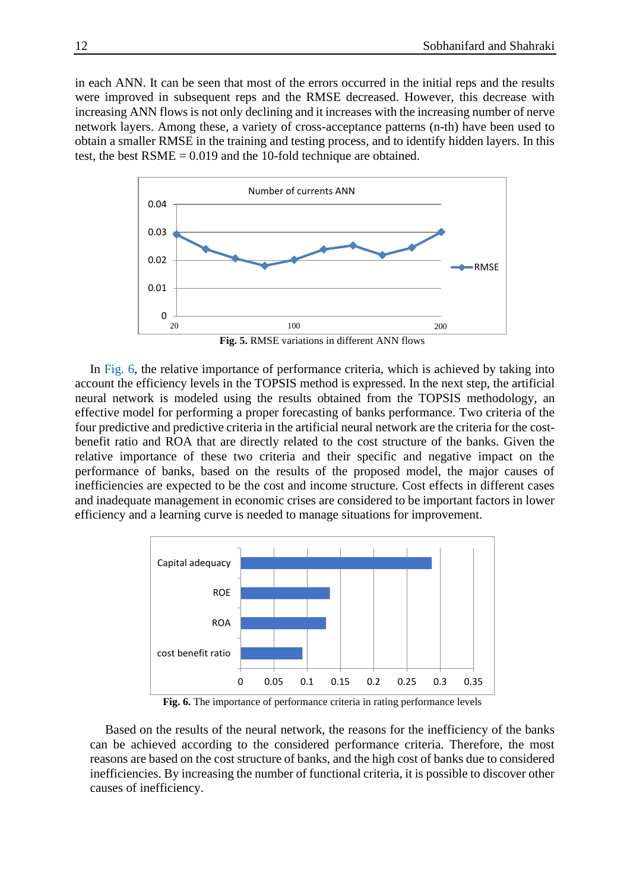in each ANN. It can be seen that most of the errors occurred in the initial reps and the results were improved in subsequent reps and the RMSE decreased. However, this decrease with increasing ANN flows is not only declining and it increases with the increasing number of nerve network layers. Among these, a variety of cross-acceptance patterns (n-th) have been used to obtain a smaller RMSE in the training and testing process, and to identify hidden layers. In this test, the best RSME = 0.019 and the 10-fold technique are obtained.

**Fig. 5.** RMSE variations in different ANN flows

In Fig. 6, the relative importance of performance criteria, which is achieved by taking into account the efficiency levels in the TOPSIS method is expressed. In the next step, the artificial neural network is modeled using the results obtained from the TOPSIS methodology, an effective model for performing a proper forecasting of banks performance. Two criteria of the four predictive and predictive criteria in the artificial neural network are the criteria for the cost-benefit ratio and ROA that are directly related to the cost structure of the banks. Given the relative importance of these two criteria and their specific and negative impact on the performance of banks, based on the results of the proposed model, the major causes of inefficiencies are expected to be the cost and income structure. Cost effects in different cases and inadequate management in economic crises are considered to be important factors in lower efficiency and a learning curve is needed to manage situations for improvement.

**Fig. 6.** The importance of performance criteria in rating performance levels

Based on the results of the neural network, the reasons for the inefficiency of the banks can be achieved according to the considered performance criteria. Therefore, the most reasons are based on the cost structure of banks, and the high cost of banks due to considered inefficiencies. By increasing the number of functional criteria, it is possible to discover other causes of inefficiency.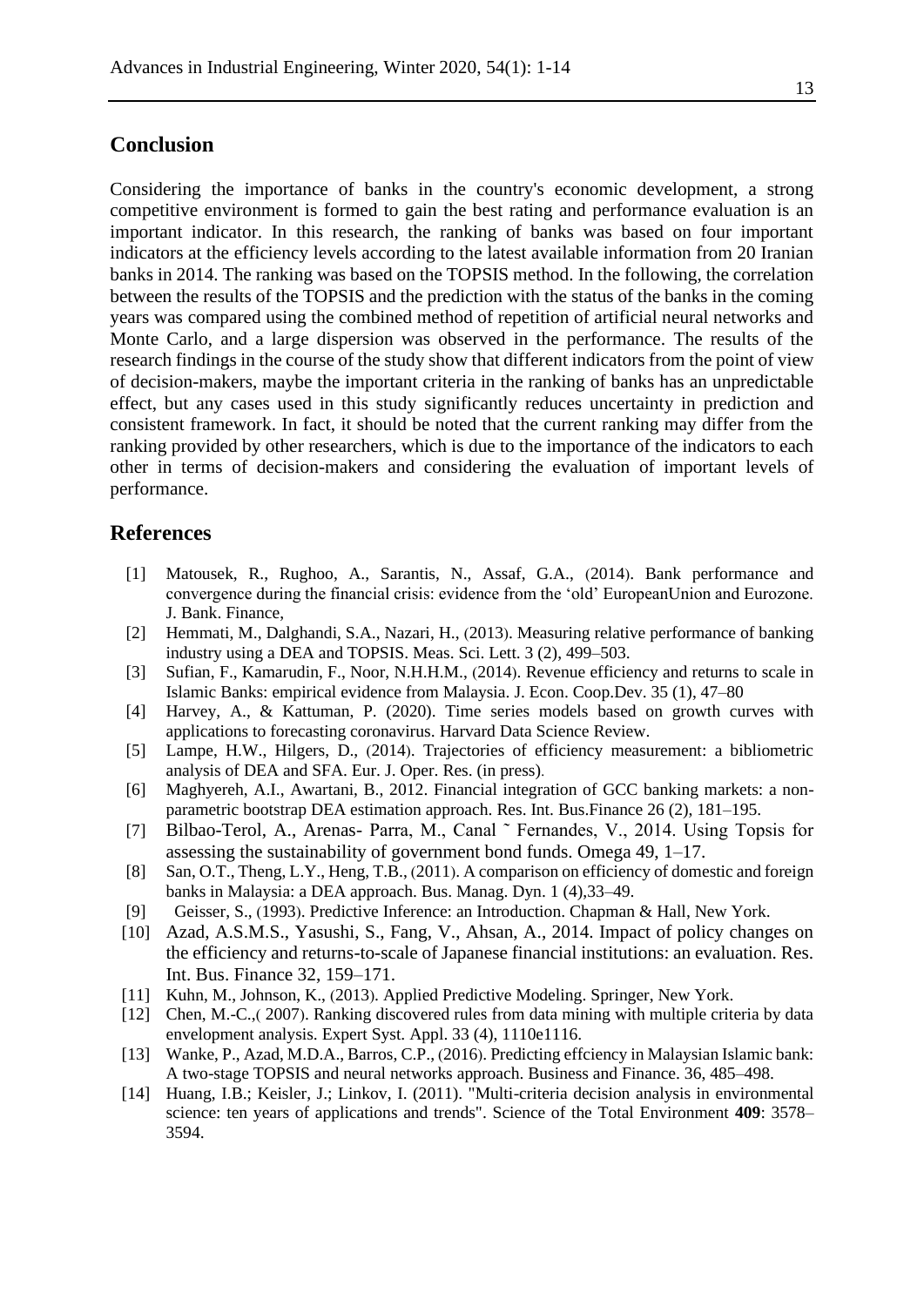## Conclusion

Considering the importance of banks in the country's economic development, a strong competitive environment is formed to gain the best rating and performance evaluation is an important indicator. In this research, the ranking of banks was based on four important indicators at the efficiency levels according to the latest available information from 20 Iranian banks in 2014. The ranking was based on the TOPSIS method. In the following, the correlation between the results of the TOPSIS and the prediction with the status of the banks in the coming years was compared using the combined method of repetition of artificial neural networks and Monte Carlo, and a large dispersion was observed in the performance. The results of the research findings in the course of the study show that different indicators from the point of view of decision-makers, maybe the important criteria in the ranking of banks has an unpredictable effect, but any cases used in this study significantly reduces uncertainty in prediction and consistent framework. In fact, it should be noted that the current ranking may differ from the ranking provided by other researchers, which is due to the importance of the indicators to each other in terms of decision-makers and considering the evaluation of important levels of performance.

## References

[1] Matousek, R., Rughoo, A., Sarantis, N., Assaf, G.A., (2014). Bank performance and convergence during the financial crisis: evidence from the 'old' EuropeanUnion and Eurozone. J. Bank. Finance,

[2] Hemmati, M., Dalghandi, S.A., Nazari, H., (2013). Measuring relative performance of banking industry using a DEA and TOPSIS. Meas. Sci. Lett. 3 (2), 499–503.

[3] Sufian, F., Kamarudin, F., Noor, N.H.H.M., (2014). Revenue efficiency and returns to scale in Islamic Banks: empirical evidence from Malaysia. J. Econ. Coop.Dev. 35 (1), 47–80

[4] Harvey, A., & Kattuman, P. (2020). Time series models based on growth curves with applications to forecasting coronavirus. Harvard Data Science Review.

[5] Lampe, H.W., Hilgers, D., (2014). Trajectories of efficiency measurement: a bibliometric analysis of DEA and SFA. Eur. J. Oper. Res. (in press).

[6] Maghyereh, A.I., Awartani, B., 2012. Financial integration of GCC banking markets: a non-parametric bootstrap DEA estimation approach. Res. Int. Bus.Finance 26 (2), 181–195.

[7] Bilbao-Terol, A., Arenas- Parra, M., Canal ˜ Fernandes, V., 2014. Using Topsis for assessing the sustainability of government bond funds. Omega 49, 1–17.

[8] San, O.T., Theng, L.Y., Heng, T.B., (2011). A comparison on efficiency of domestic and foreign banks in Malaysia: a DEA approach. Bus. Manag. Dyn. 1 (4),33–49.

[9] Geisser, S., (1993). Predictive Inference: an Introduction. Chapman & Hall, New York.

[10] Azad, A.S.M.S., Yasushi, S., Fang, V., Ahsan, A., 2014. Impact of policy changes on the efficiency and returns-to-scale of Japanese financial institutions: an evaluation. Res. Int. Bus. Finance 32, 159–171.

[11] Kuhn, M., Johnson, K., (2013). Applied Predictive Modeling. Springer, New York.

[12] Chen, M.-C.,( 2007). Ranking discovered rules from data mining with multiple criteria by data envelopment analysis. Expert Syst. Appl. 33 (4), 1110e1116.

[13] Wanke, P., Azad, M.D.A., Barros, C.P., (2016). Predicting effciency in Malaysian Islamic bank: A two-stage TOPSIS and neural networks approach. Business and Finance. 36, 485–498.

[14] Huang, I.B.; Keisler, J.; Linkov, I. (2011). "Multi-criteria decision analysis in environmental science: ten years of applications and trends". Science of the Total Environment **409**: 3578–3594.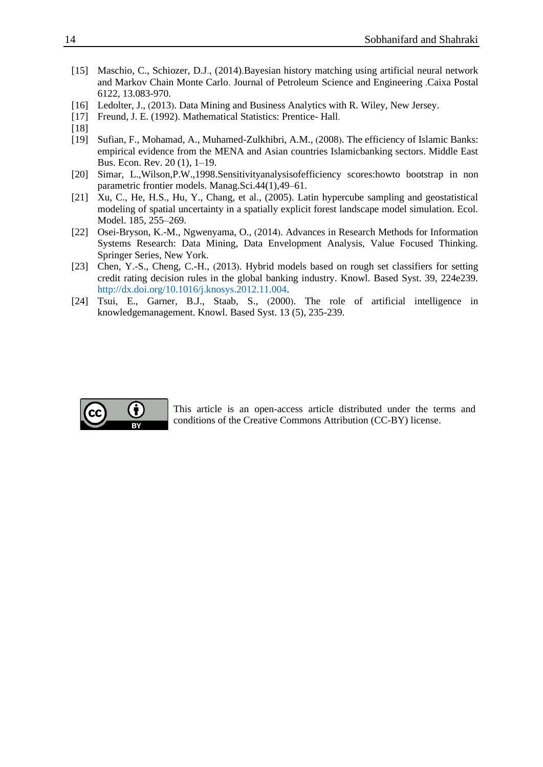[15] Maschio, C., Schiozer, D.J., (2014).Bayesian history matching using artificial neural network and Markov Chain Monte Carlo. Journal of Petroleum Science and Engineering .Caixa Postal 6122, 13.083-970.

[16] Ledolter, J., (2013). Data Mining and Business Analytics with R. Wiley, New Jersey.

[17] Freund, J. E. (1992). Mathematical Statistics: Prentice- Hall.

[18]

[19] Sufian, F., Mohamad, A., Muhamed-Zulkhibri, A.M., (2008). The efficiency of Islamic Banks: empirical evidence from the MENA and Asian countries Islamicbanking sectors. Middle East Bus. Econ. Rev. 20 (1), 1–19.

[20] Simar, L.,Wilson,P.W.,1998.Sensitivityanalysisofefficiency scores:howto bootstrap in non parametric frontier models. Manag.Sci.44(1),49–61.

[21] Xu, C., He, H.S., Hu, Y., Chang, et al., (2005). Latin hypercube sampling and geostatistical modeling of spatial uncertainty in a spatially explicit forest landscape model simulation. Ecol. Model. 185, 255–269.

[22] Osei-Bryson, K.-M., Ngwenyama, O., (2014). Advances in Research Methods for Information Systems Research: Data Mining, Data Envelopment Analysis, Value Focused Thinking. Springer Series, New York.

[23] Chen, Y.-S., Cheng, C.-H., (2013). Hybrid models based on rough set classifiers for setting credit rating decision rules in the global banking industry. Knowl. Based Syst. 39, 224e239. http://dx.doi.org/10.1016/j.knosys.2012.11.004.

[24] Tsui, E., Garner, B.J., Staab, S., (2000). The role of artificial intelligence in knowledgemanagement. Knowl. Based Syst. 13 (5), 235-239.

This article is an open-access article distributed under the terms and conditions of the Creative Commons Attribution (CC-BY) license.